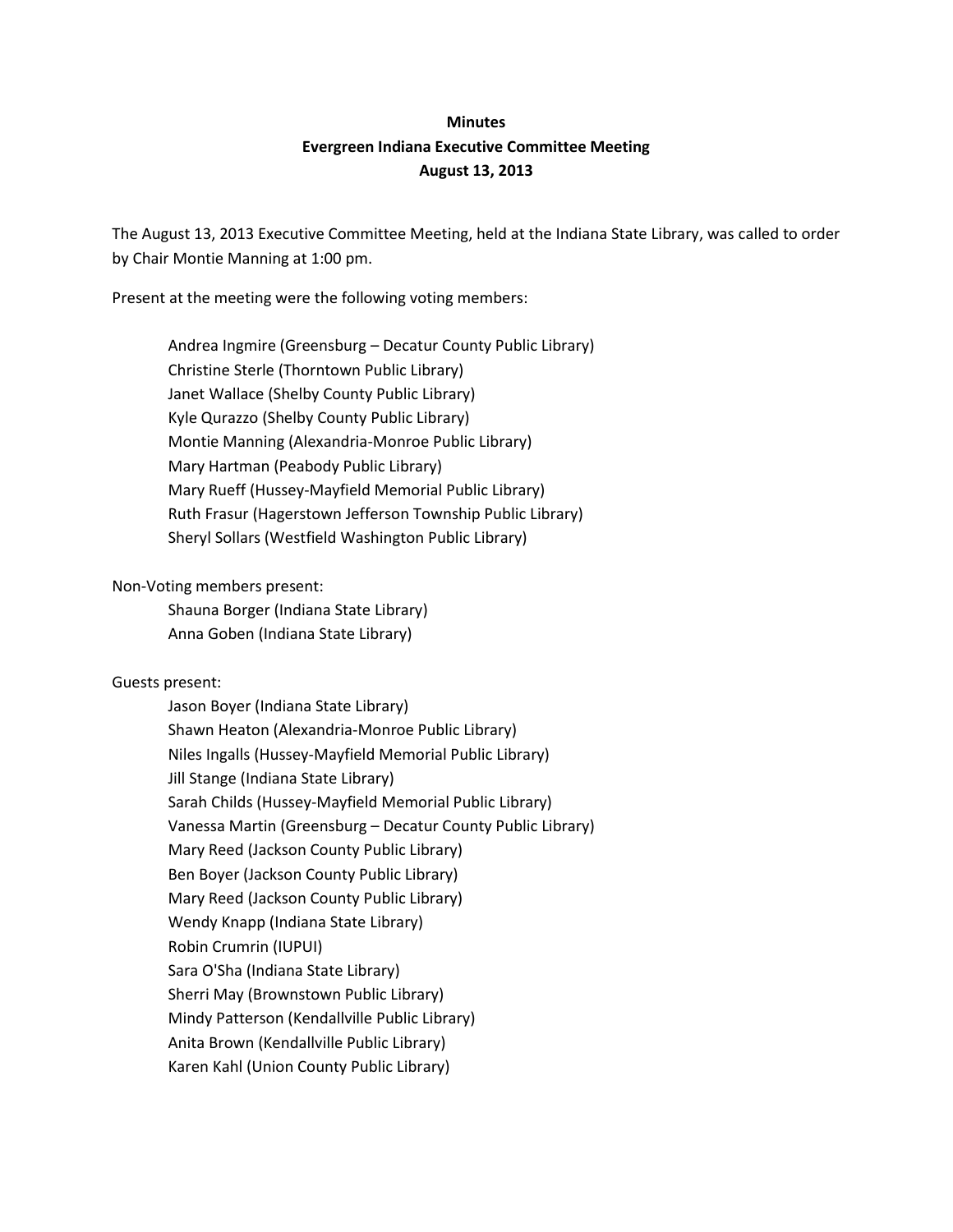**Minutes**

**Evergreen Indiana Executive Committee Meeting**

**August 13, 2013**

The August 13, 2013 Executive Committee Meeting, held at the Indiana State Library, was called to order by Chair Montie Manning at 1:00 pm.

Present at the meeting were the following voting members:

- Andrea Ingmire (Greensburg – Decatur County Public Library)
- Christine Sterle (Thorntown Public Library)
- Janet Wallace (Shelby County Public Library)
- Kyle Qurazzo (Shelby County Public Library)
- Montie Manning (Alexandria-Monroe Public Library)
- Mary Hartman (Peabody Public Library)
- Mary Rueff (Hussey-Mayfield Memorial Public Library)
- Ruth Frasur (Hagerstown Jefferson Township Public Library)
- Sheryl Sollars (Westfield Washington Public Library)

Non-Voting members present:

- Shauna Borger (Indiana State Library)
- Anna Goben (Indiana State Library)

Guests present:

- Jason Boyer (Indiana State Library)
- Shawn Heaton (Alexandria-Monroe Public Library)
- Niles Ingalls (Hussey-Mayfield Memorial Public Library)
- Jill Stange (Indiana State Library)
- Sarah Childs (Hussey-Mayfield Memorial Public Library)
- Vanessa Martin (Greensburg – Decatur County Public Library)
- Mary Reed (Jackson County Public Library)
- Ben Boyer (Jackson County Public Library)
- Mary Reed (Jackson County Public Library)
- Wendy Knapp (Indiana State Library)
- Robin Crumrin (IUPUI)
- Sara O'Sha (Indiana State Library)
- Sherri May (Brownstown Public Library)
- Mindy Patterson (Kendallville Public Library)
- Anita Brown (Kendallville Public Library)
- Karen Kahl (Union County Public Library)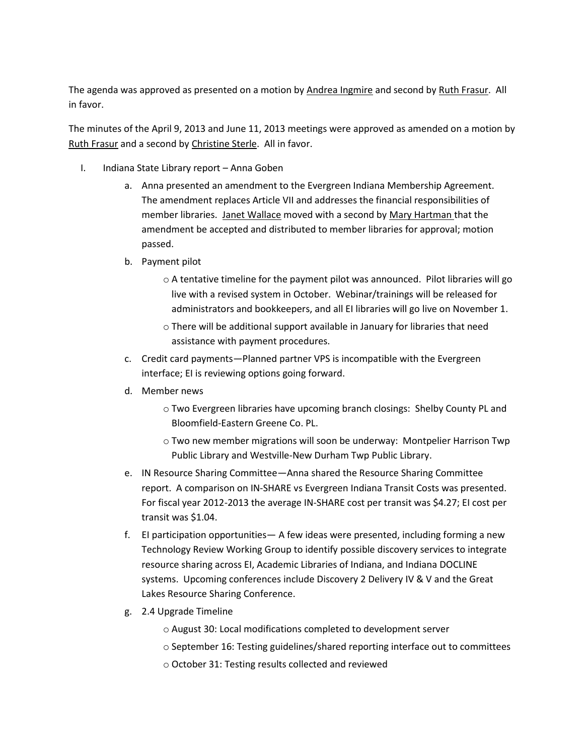The agenda was approved as presented on a motion by <u>Andrea Ingmire</u> and second by <u>Ruth Frasur</u>. All in favor.

The minutes of the April 9, 2013 and June 11, 2013 meetings were approved as amended on a motion by <u>Ruth Frasur</u> and a second by <u>Christine Sterle</u>. All in favor.

I. Indiana State Library report – Anna Goben

   a. Anna presented an amendment to the Evergreen Indiana Membership Agreement. The amendment replaces Article VII and addresses the financial responsibilities of member libraries. <u>Janet Wallace</u> moved with a second by <u>Mary Hartman</u> that the amendment be accepted and distributed to member libraries for approval; motion passed.

   b. Payment pilot
      - A tentative timeline for the payment pilot was announced. Pilot libraries will go live with a revised system in October. Webinar/trainings will be released for administrators and bookkeepers, and all EI libraries will go live on November 1.
      - There will be additional support available in January for libraries that need assistance with payment procedures.

   c. Credit card payments—Planned partner VPS is incompatible with the Evergreen interface; EI is reviewing options going forward.

   d. Member news
      - Two Evergreen libraries have upcoming branch closings: Shelby County PL and Bloomfield-Eastern Greene Co. PL.
      - Two new member migrations will soon be underway: Montpelier Harrison Twp Public Library and Westville-New Durham Twp Public Library.

   e. IN Resource Sharing Committee—Anna shared the Resource Sharing Committee report. A comparison on IN-SHARE vs Evergreen Indiana Transit Costs was presented. For fiscal year 2012-2013 the average IN-SHARE cost per transit was $4.27; EI cost per transit was $1.04.

   f. EI participation opportunities— A few ideas were presented, including forming a new Technology Review Working Group to identify possible discovery services to integrate resource sharing across EI, Academic Libraries of Indiana, and Indiana DOCLINE systems. Upcoming conferences include Discovery 2 Delivery IV & V and the Great Lakes Resource Sharing Conference.

   g. 2.4 Upgrade Timeline
      - August 30: Local modifications completed to development server
      - September 16: Testing guidelines/shared reporting interface out to committees
      - October 31: Testing results collected and reviewed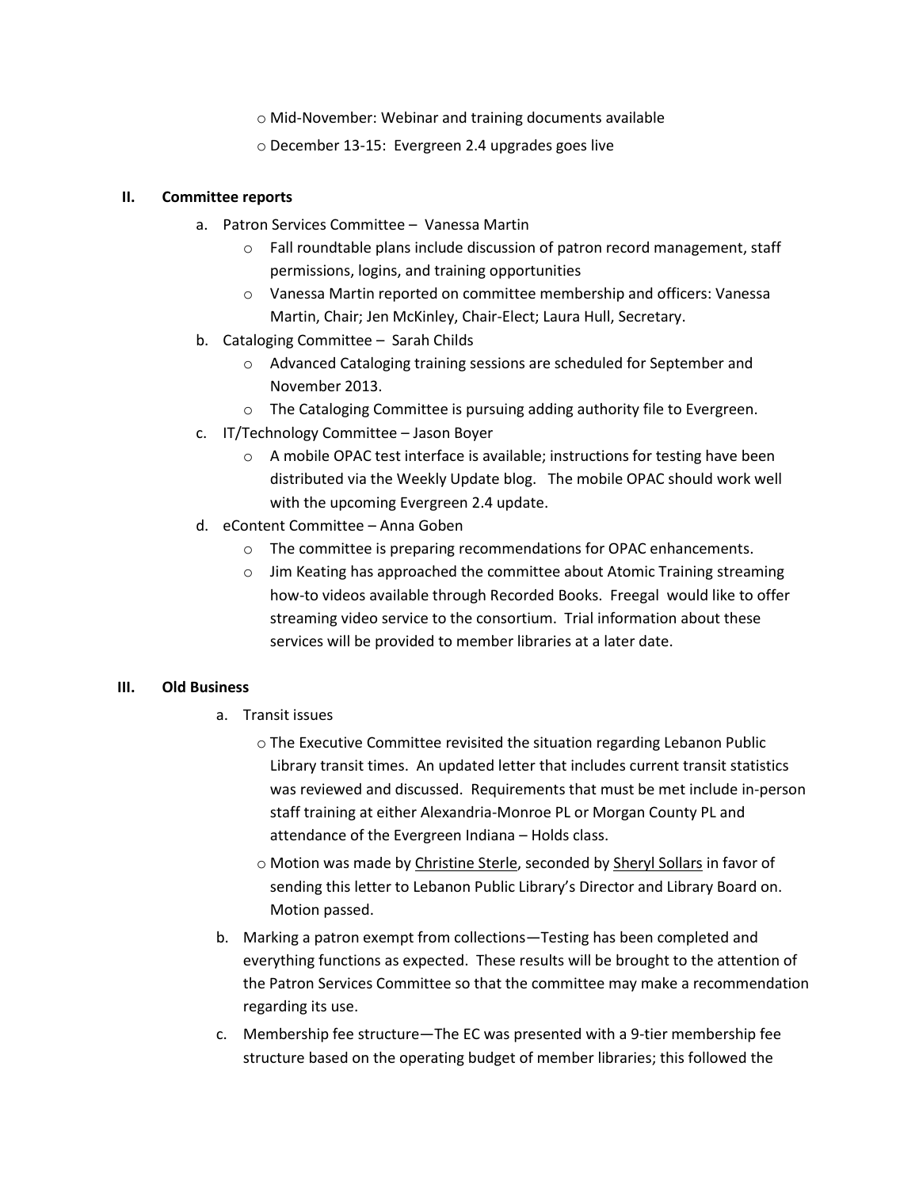- Mid-November: Webinar and training documents available
- December 13-15: Evergreen 2.4 upgrades goes live

## II. Committee reports

a. Patron Services Committee – Vanessa Martin
   - Fall roundtable plans include discussion of patron record management, staff permissions, logins, and training opportunities
   - Vanessa Martin reported on committee membership and officers: Vanessa Martin, Chair; Jen McKinley, Chair-Elect; Laura Hull, Secretary.

b. Cataloging Committee – Sarah Childs
   - Advanced Cataloging training sessions are scheduled for September and November 2013.
   - The Cataloging Committee is pursuing adding authority file to Evergreen.

c. IT/Technology Committee – Jason Boyer
   - A mobile OPAC test interface is available; instructions for testing have been distributed via the Weekly Update blog. The mobile OPAC should work well with the upcoming Evergreen 2.4 update.

d. eContent Committee – Anna Goben
   - The committee is preparing recommendations for OPAC enhancements.
   - Jim Keating has approached the committee about Atomic Training streaming how-to videos available through Recorded Books. Freegal would like to offer streaming video service to the consortium. Trial information about these services will be provided to member libraries at a later date.

## III. Old Business

a. Transit issues
   - The Executive Committee revisited the situation regarding Lebanon Public Library transit times. An updated letter that includes current transit statistics was reviewed and discussed. Requirements that must be met include in-person staff training at either Alexandria-Monroe PL or Morgan County PL and attendance of the Evergreen Indiana – Holds class.
   - Motion was made by Christine Sterle, seconded by Sheryl Sollars in favor of sending this letter to Lebanon Public Library's Director and Library Board on. Motion passed.

b. Marking a patron exempt from collections—Testing has been completed and everything functions as expected. These results will be brought to the attention of the Patron Services Committee so that the committee may make a recommendation regarding its use.

c. Membership fee structure—The EC was presented with a 9-tier membership fee structure based on the operating budget of member libraries; this followed the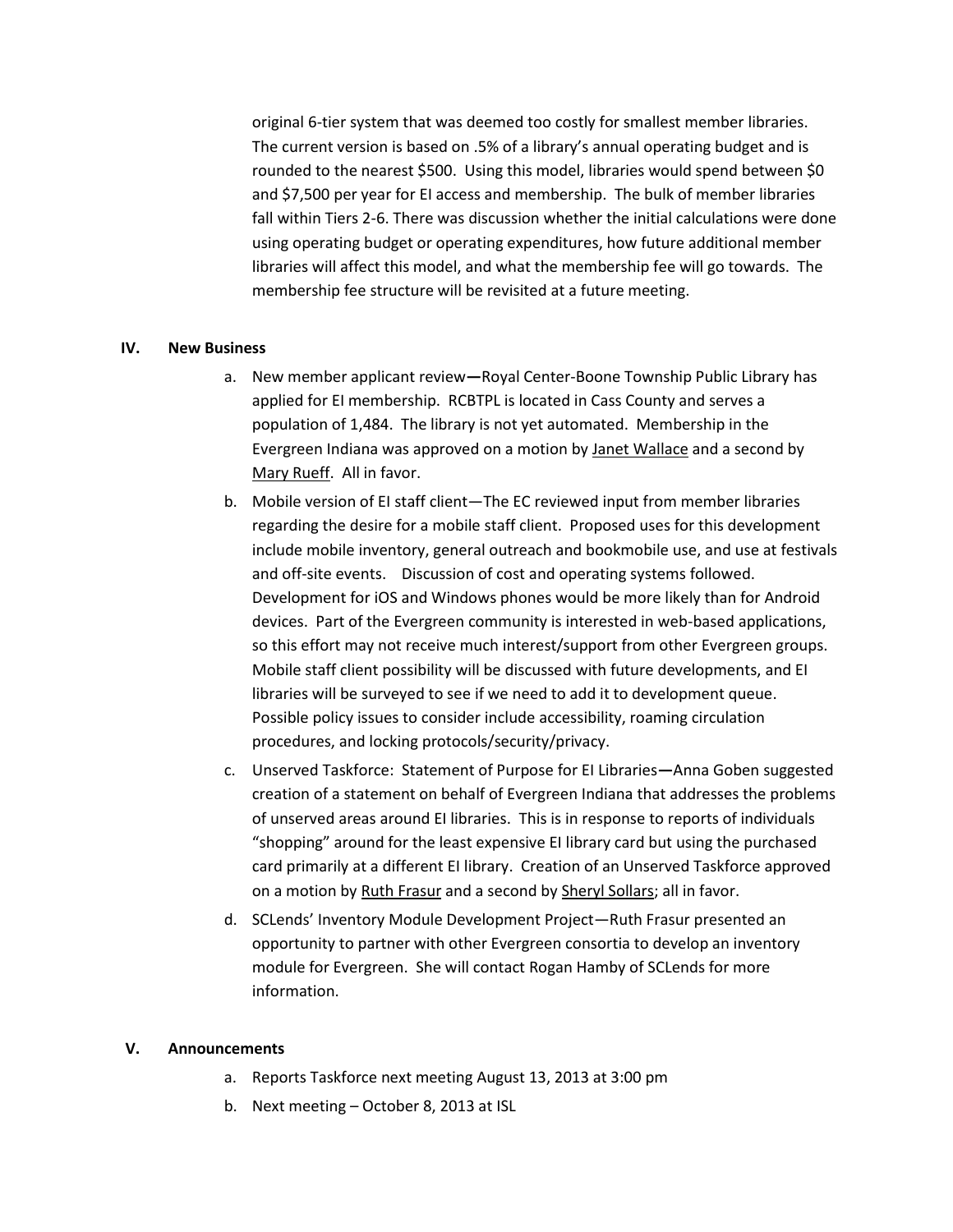original 6-tier system that was deemed too costly for smallest member libraries. The current version is based on .5% of a library's annual operating budget and is rounded to the nearest $500. Using this model, libraries would spend between $0 and $7,500 per year for EI access and membership. The bulk of member libraries fall within Tiers 2-6. There was discussion whether the initial calculations were done using operating budget or operating expenditures, how future additional member libraries will affect this model, and what the membership fee will go towards. The membership fee structure will be revisited at a future meeting.

## IV. New Business

a. New member applicant review—Royal Center-Boone Township Public Library has applied for EI membership. RCBTPL is located in Cass County and serves a population of 1,484. The library is not yet automated. Membership in the Evergreen Indiana was approved on a motion by Janet Wallace and a second by Mary Rueff. All in favor.

b. Mobile version of EI staff client—The EC reviewed input from member libraries regarding the desire for a mobile staff client. Proposed uses for this development include mobile inventory, general outreach and bookmobile use, and use at festivals and off-site events. Discussion of cost and operating systems followed. Development for iOS and Windows phones would be more likely than for Android devices. Part of the Evergreen community is interested in web-based applications, so this effort may not receive much interest/support from other Evergreen groups. Mobile staff client possibility will be discussed with future developments, and EI libraries will be surveyed to see if we need to add it to development queue. Possible policy issues to consider include accessibility, roaming circulation procedures, and locking protocols/security/privacy.

c. Unserved Taskforce: Statement of Purpose for EI Libraries—Anna Goben suggested creation of a statement on behalf of Evergreen Indiana that addresses the problems of unserved areas around EI libraries. This is in response to reports of individuals "shopping" around for the least expensive EI library card but using the purchased card primarily at a different EI library. Creation of an Unserved Taskforce approved on a motion by Ruth Frasur and a second by Sheryl Sollars; all in favor.

d. SCLends' Inventory Module Development Project—Ruth Frasur presented an opportunity to partner with other Evergreen consortia to develop an inventory module for Evergreen. She will contact Rogan Hamby of SCLends for more information.

## V. Announcements

a. Reports Taskforce next meeting August 13, 2013 at 3:00 pm

b. Next meeting – October 8, 2013 at ISL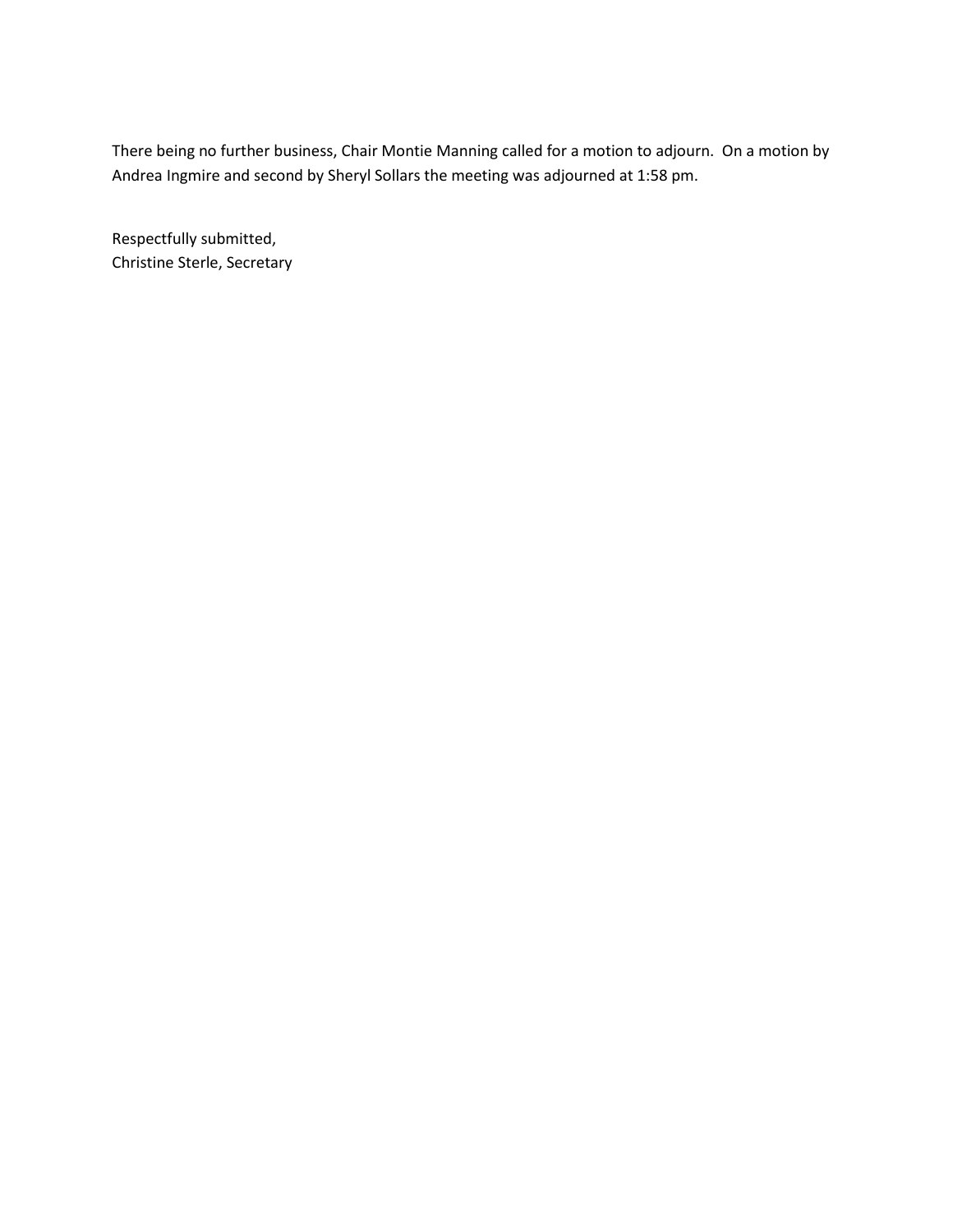There being no further business, Chair Montie Manning called for a motion to adjourn. On a motion by Andrea Ingmire and second by Sheryl Sollars the meeting was adjourned at 1:58 pm.

Respectfully submitted,
Christine Sterle, Secretary